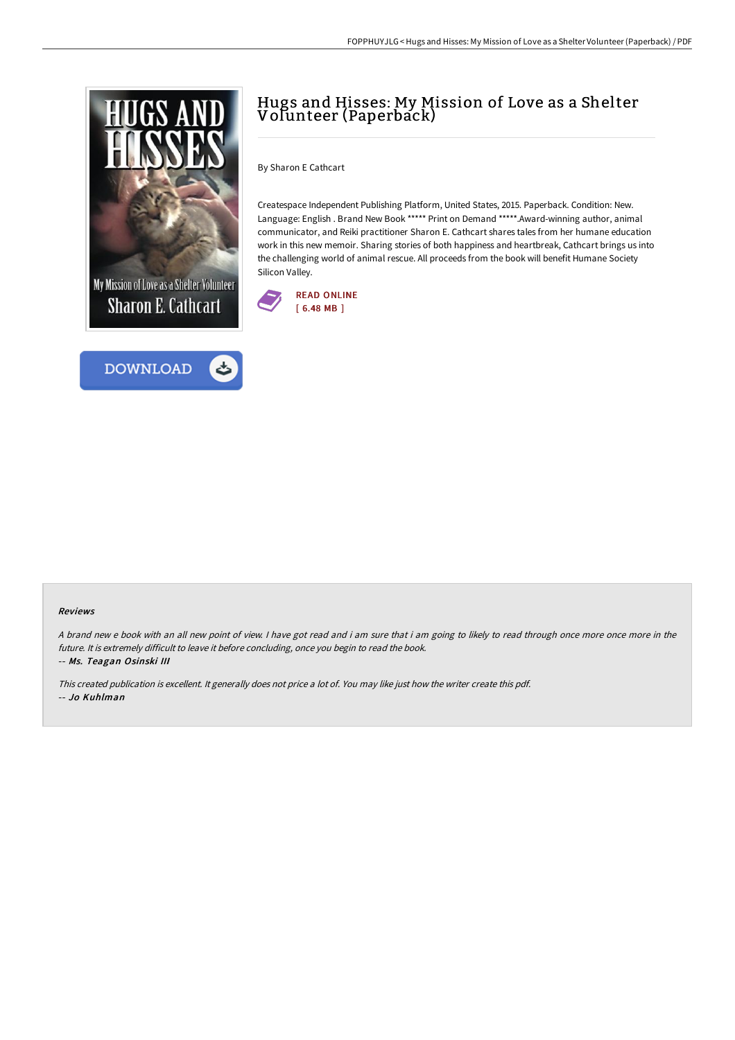# Hugs and Hisses: My Mission of Love as a Shelter Volunteer (Paperback)

By Sharon E Cathcart

Createspace Independent Publishing Platform, United States, 2015. Paperback. Condition: New. Language: English . Brand New Book ***** Print on Demand *****.Award-winning author, animal communicator, and Reiki practitioner Sharon E. Cathcart shares tales from her humane education work in this new memoir. Sharing stories of both happiness and heartbreak, Cathcart brings us into the challenging world of animal rescue. All proceeds from the book will benefit Humane Society Silicon Valley.

READ ONLINE
[ 6.48 MB ]

DOWNLOAD

### Reviews

*A brand new e book with an all new point of view. I have got read and i am sure that i am going to likely to read through once more once more in the future. It is extremely difficult to leave it before concluding, once you begin to read the book.*

*-- Ms. Teagan Osinski III*

*This created publication is excellent. It generally does not price a lot of. You may like just how the writer create this pdf.*

*-- Jo Kuhlman*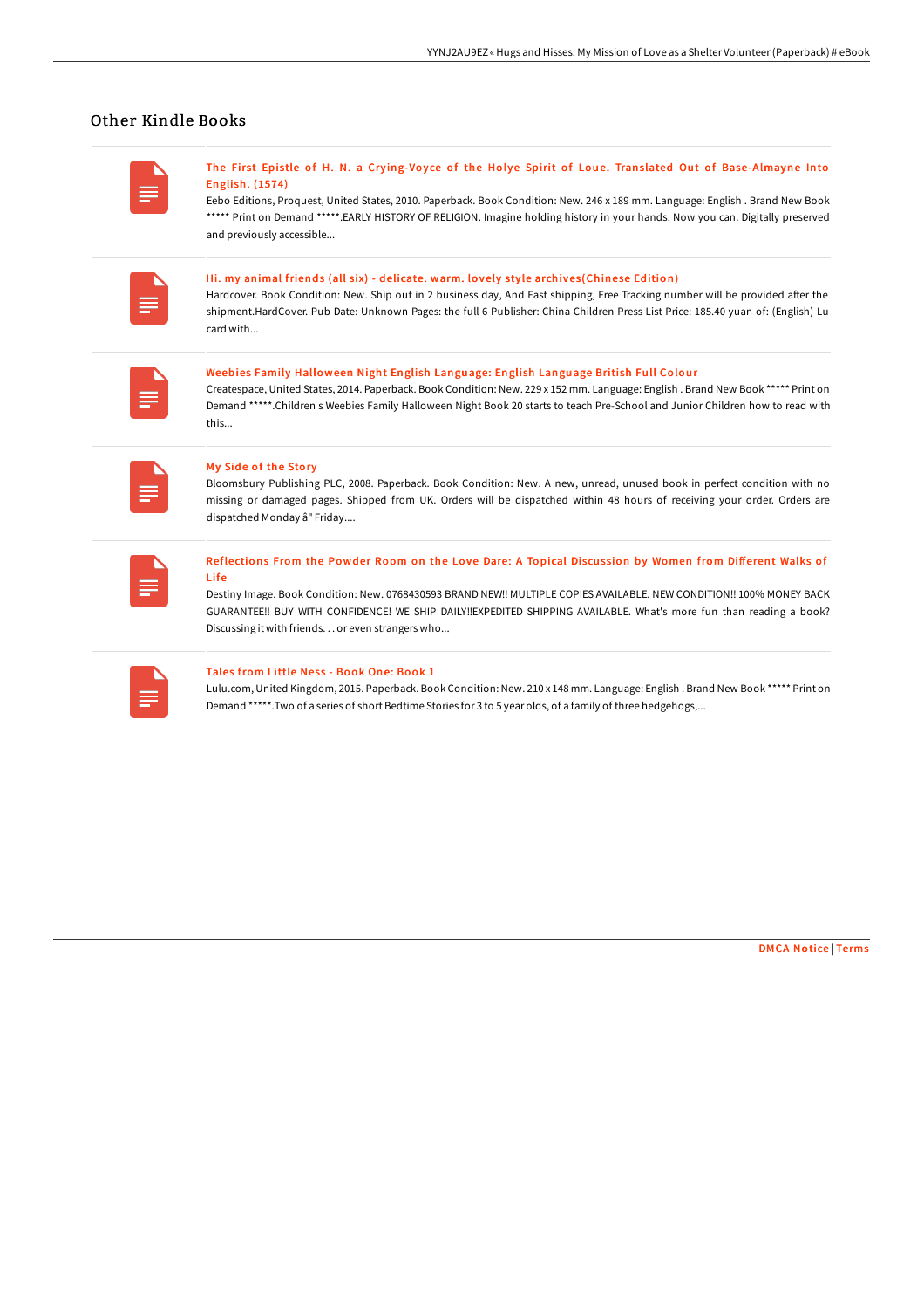## Other Kindle Books

### The First Epistle of H. N. a Crying-Voyce of the Holye Spirit of Loue. Translated Out of Base-Almayne Into English. (1574)

Eebo Editions, Proquest, United States, 2010. Paperback. Book Condition: New. 246 x 189 mm. Language: English . Brand New Book ***** Print on Demand *****.EARLY HISTORY OF RELIGION. Imagine holding history in your hands. Now you can. Digitally preserved and previously accessible...

### Hi. my animal friends (all six) - delicate. warm. lovely style archives(Chinese Edition)

Hardcover. Book Condition: New. Ship out in 2 business day, And Fast shipping, Free Tracking number will be provided after the shipment.HardCover. Pub Date: Unknown Pages: the full 6 Publisher: China Children Press List Price: 185.40 yuan of: (English) Lu card with...

### Weebies Family Halloween Night English Language: English Language British Full Colour

Createspace, United States, 2014. Paperback. Book Condition: New. 229 x 152 mm. Language: English . Brand New Book ***** Print on Demand *****.Children s Weebies Family Halloween Night Book 20 starts to teach Pre-School and Junior Children how to read with this...

### My Side of the Story

Bloomsbury Publishing PLC, 2008. Paperback. Book Condition: New. A new, unread, unused book in perfect condition with no missing or damaged pages. Shipped from UK. Orders will be dispatched within 48 hours of receiving your order. Orders are dispatched Monday â" Friday....

### Reflections From the Powder Room on the Love Dare: A Topical Discussion by Women from Different Walks of Life

Destiny Image. Book Condition: New. 0768430593 BRAND NEW!! MULTIPLE COPIES AVAILABLE. NEW CONDITION!! 100% MONEY BACK GUARANTEE!! BUY WITH CONFIDENCE! WE SHIP DAILY!!EXPEDITED SHIPPING AVAILABLE. What's more fun than reading a book? Discussing it with friends. . . or even strangers who...

### Tales from Little Ness - Book One: Book 1

Lulu.com, United Kingdom, 2015. Paperback. Book Condition: New. 210 x 148 mm. Language: English . Brand New Book ***** Print on Demand *****.Two of a series of short Bedtime Stories for 3 to 5 year olds, of a family of three hedgehogs,...

DMCA Notice | Terms